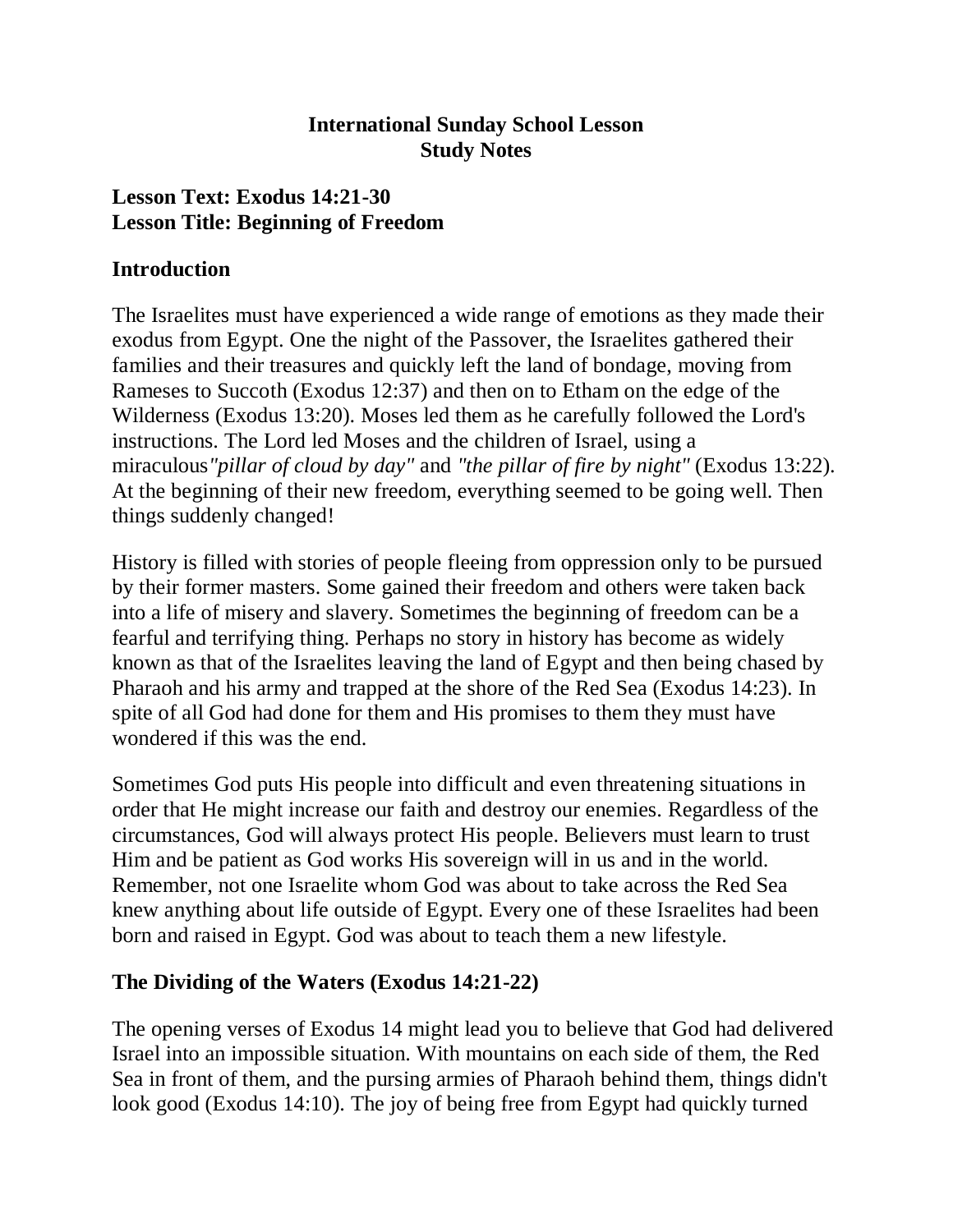**International Sunday School Lesson**
**Study Notes**

**Lesson Text: Exodus 14:21-30**
**Lesson Title: Beginning of Freedom**

## Introduction

The Israelites must have experienced a wide range of emotions as they made their exodus from Egypt. One the night of the Passover, the Israelites gathered their families and their treasures and quickly left the land of bondage, moving from Rameses to Succoth (Exodus 12:37) and then on to Etham on the edge of the Wilderness (Exodus 13:20). Moses led them as he carefully followed the Lord's instructions. The Lord led Moses and the children of Israel, using a miraculous*"pillar of cloud by day"* and *"the pillar of fire by night"* (Exodus 13:22). At the beginning of their new freedom, everything seemed to be going well. Then things suddenly changed!

History is filled with stories of people fleeing from oppression only to be pursued by their former masters. Some gained their freedom and others were taken back into a life of misery and slavery. Sometimes the beginning of freedom can be a fearful and terrifying thing. Perhaps no story in history has become as widely known as that of the Israelites leaving the land of Egypt and then being chased by Pharaoh and his army and trapped at the shore of the Red Sea (Exodus 14:23). In spite of all God had done for them and His promises to them they must have wondered if this was the end.

Sometimes God puts His people into difficult and even threatening situations in order that He might increase our faith and destroy our enemies. Regardless of the circumstances, God will always protect His people. Believers must learn to trust Him and be patient as God works His sovereign will in us and in the world. Remember, not one Israelite whom God was about to take across the Red Sea knew anything about life outside of Egypt. Every one of these Israelites had been born and raised in Egypt. God was about to teach them a new lifestyle.

## The Dividing of the Waters (Exodus 14:21-22)

The opening verses of Exodus 14 might lead you to believe that God had delivered Israel into an impossible situation. With mountains on each side of them, the Red Sea in front of them, and the pursing armies of Pharaoh behind them, things didn't look good (Exodus 14:10). The joy of being free from Egypt had quickly turned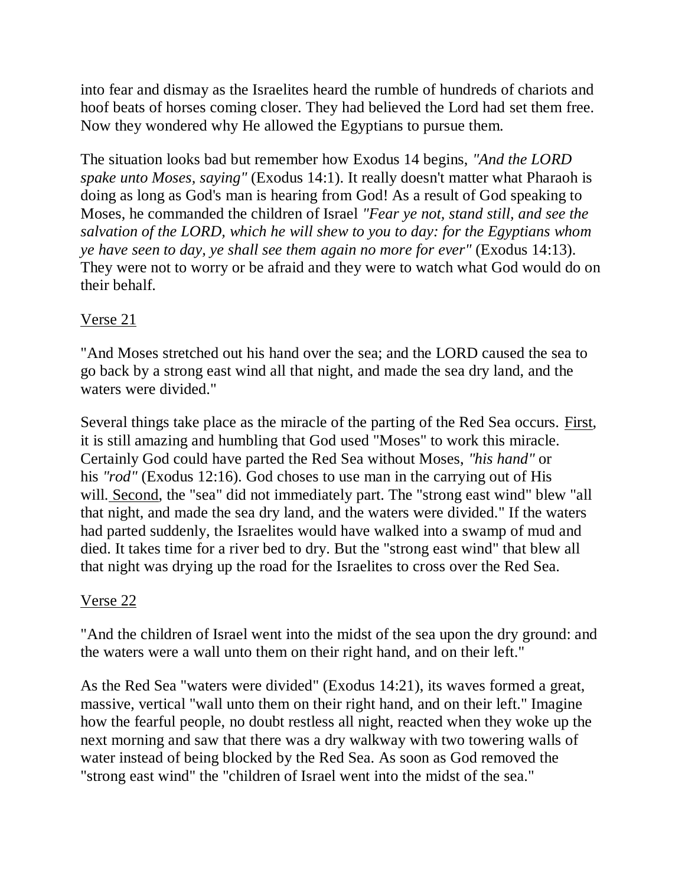into fear and dismay as the Israelites heard the rumble of hundreds of chariots and hoof beats of horses coming closer. They had believed the Lord had set them free. Now they wondered why He allowed the Egyptians to pursue them.

The situation looks bad but remember how Exodus 14 begins, *"And the LORD spake unto Moses, saying"* (Exodus 14:1). It really doesn't matter what Pharaoh is doing as long as God's man is hearing from God! As a result of God speaking to Moses, he commanded the children of Israel *"Fear ye not, stand still, and see the salvation of the LORD, which he will shew to you to day: for the Egyptians whom ye have seen to day, ye shall see them again no more for ever"* (Exodus 14:13). They were not to worry or be afraid and they were to watch what God would do on their behalf.

<u>Verse 21</u>

"And Moses stretched out his hand over the sea; and the LORD caused the sea to go back by a strong east wind all that night, and made the sea dry land, and the waters were divided."

Several things take place as the miracle of the parting of the Red Sea occurs. <u>First</u>, it is still amazing and humbling that God used "Moses" to work this miracle. Certainly God could have parted the Red Sea without Moses, *"his hand"* or his *"rod"* (Exodus 12:16). God choses to use man in the carrying out of His will. <u>Second</u>, the "sea" did not immediately part. The "strong east wind" blew "all that night, and made the sea dry land, and the waters were divided." If the waters had parted suddenly, the Israelites would have walked into a swamp of mud and died. It takes time for a river bed to dry. But the "strong east wind" that blew all that night was drying up the road for the Israelites to cross over the Red Sea.

<u>Verse 22</u>

"And the children of Israel went into the midst of the sea upon the dry ground: and the waters were a wall unto them on their right hand, and on their left."

As the Red Sea "waters were divided" (Exodus 14:21), its waves formed a great, massive, vertical "wall unto them on their right hand, and on their left." Imagine how the fearful people, no doubt restless all night, reacted when they woke up the next morning and saw that there was a dry walkway with two towering walls of water instead of being blocked by the Red Sea. As soon as God removed the "strong east wind" the "children of Israel went into the midst of the sea."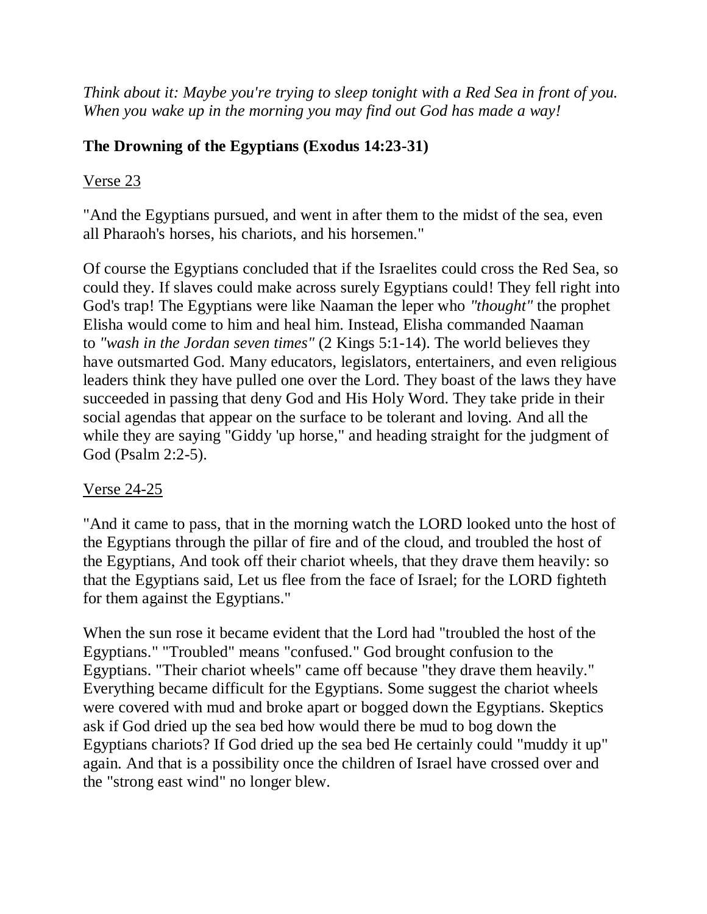*Think about it: Maybe you're trying to sleep tonight with a Red Sea in front of you. When you wake up in the morning you may find out God has made a way!*

## The Drowning of the Egyptians (Exodus 14:23-31)

<u>Verse 23</u>

"And the Egyptians pursued, and went in after them to the midst of the sea, even all Pharaoh's horses, his chariots, and his horsemen."

Of course the Egyptians concluded that if the Israelites could cross the Red Sea, so could they. If slaves could make across surely Egyptians could! They fell right into God's trap! The Egyptians were like Naaman the leper who *"thought"* the prophet Elisha would come to him and heal him. Instead, Elisha commanded Naaman to *"wash in the Jordan seven times"* (2 Kings 5:1-14). The world believes they have outsmarted God. Many educators, legislators, entertainers, and even religious leaders think they have pulled one over the Lord. They boast of the laws they have succeeded in passing that deny God and His Holy Word. They take pride in their social agendas that appear on the surface to be tolerant and loving. And all the while they are saying "Giddy 'up horse," and heading straight for the judgment of God (Psalm 2:2-5).

<u>Verse 24-25</u>

"And it came to pass, that in the morning watch the LORD looked unto the host of the Egyptians through the pillar of fire and of the cloud, and troubled the host of the Egyptians, And took off their chariot wheels, that they drave them heavily: so that the Egyptians said, Let us flee from the face of Israel; for the LORD fighteth for them against the Egyptians."

When the sun rose it became evident that the Lord had "troubled the host of the Egyptians." "Troubled" means "confused." God brought confusion to the Egyptians. "Their chariot wheels" came off because "they drave them heavily." Everything became difficult for the Egyptians. Some suggest the chariot wheels were covered with mud and broke apart or bogged down the Egyptians. Skeptics ask if God dried up the sea bed how would there be mud to bog down the Egyptians chariots? If God dried up the sea bed He certainly could "muddy it up" again. And that is a possibility once the children of Israel have crossed over and the "strong east wind" no longer blew.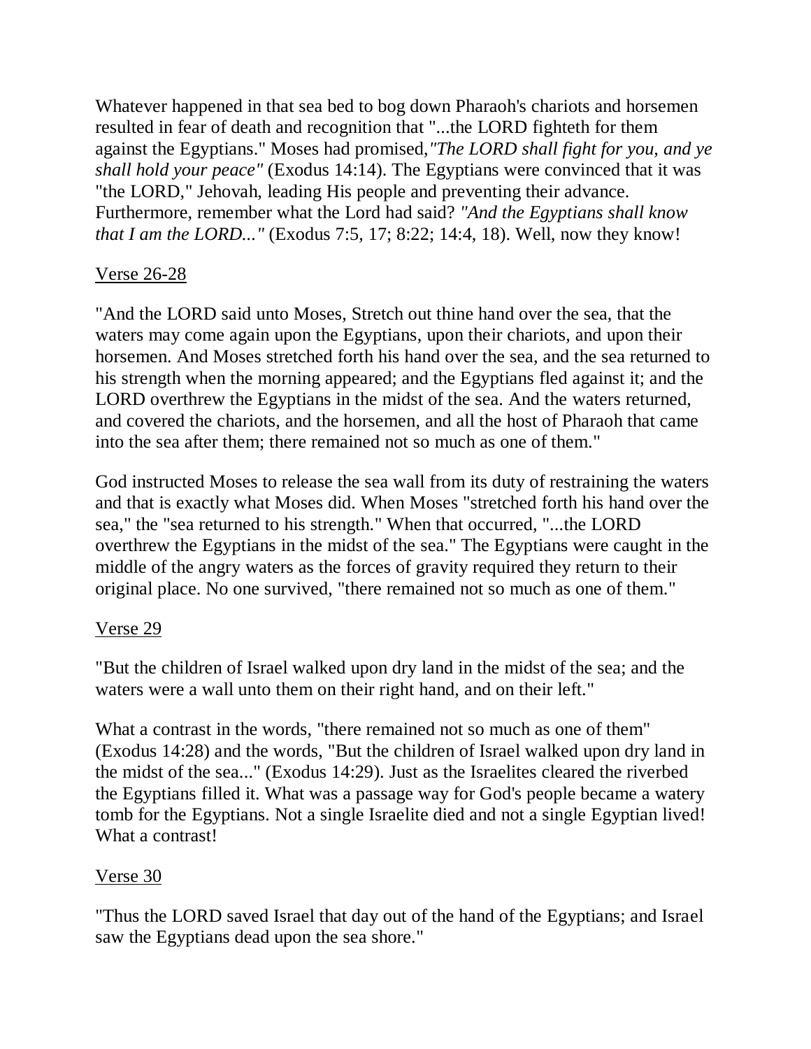Whatever happened in that sea bed to bog down Pharaoh's chariots and horsemen resulted in fear of death and recognition that "...the LORD fighteth for them against the Egyptians." Moses had promised,*"The LORD shall fight for you, and ye shall hold your peace"* (Exodus 14:14). The Egyptians were convinced that it was "the LORD," Jehovah, leading His people and preventing their advance. Furthermore, remember what the Lord had said? *"And the Egyptians shall know that I am the LORD..."* (Exodus 7:5, 17; 8:22; 14:4, 18). Well, now they know!

<u>Verse 26-28</u>

"And the LORD said unto Moses, Stretch out thine hand over the sea, that the waters may come again upon the Egyptians, upon their chariots, and upon their horsemen. And Moses stretched forth his hand over the sea, and the sea returned to his strength when the morning appeared; and the Egyptians fled against it; and the LORD overthrew the Egyptians in the midst of the sea. And the waters returned, and covered the chariots, and the horsemen, and all the host of Pharaoh that came into the sea after them; there remained not so much as one of them."

God instructed Moses to release the sea wall from its duty of restraining the waters and that is exactly what Moses did. When Moses "stretched forth his hand over the sea," the "sea returned to his strength." When that occurred, "...the LORD overthrew the Egyptians in the midst of the sea." The Egyptians were caught in the middle of the angry waters as the forces of gravity required they return to their original place. No one survived, "there remained not so much as one of them."

<u>Verse 29</u>

"But the children of Israel walked upon dry land in the midst of the sea; and the waters were a wall unto them on their right hand, and on their left."

What a contrast in the words, "there remained not so much as one of them" (Exodus 14:28) and the words, "But the children of Israel walked upon dry land in the midst of the sea..." (Exodus 14:29). Just as the Israelites cleared the riverbed the Egyptians filled it. What was a passage way for God's people became a watery tomb for the Egyptians. Not a single Israelite died and not a single Egyptian lived! What a contrast!

<u>Verse 30</u>

"Thus the LORD saved Israel that day out of the hand of the Egyptians; and Israel saw the Egyptians dead upon the sea shore."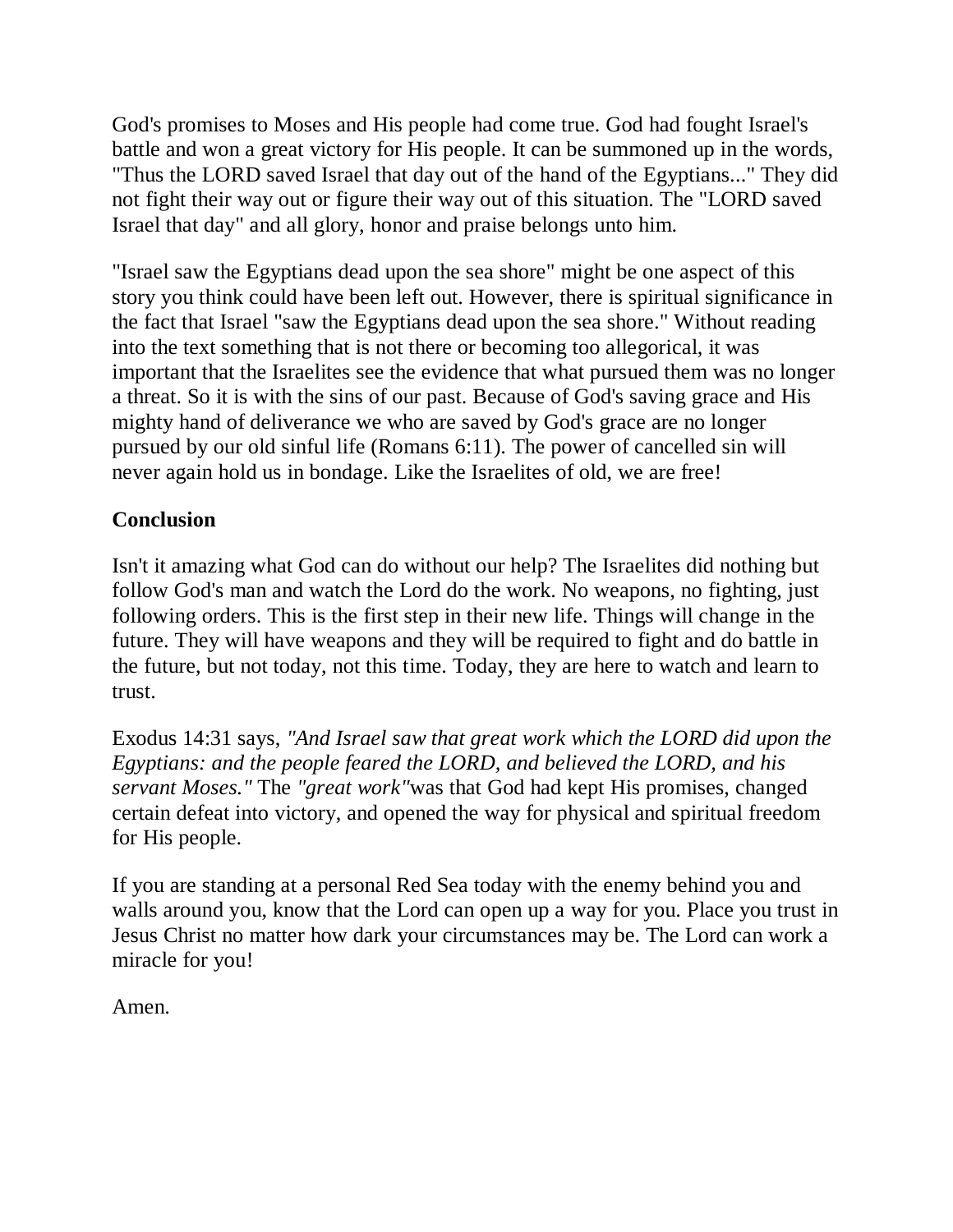God's promises to Moses and His people had come true. God had fought Israel's battle and won a great victory for His people. It can be summoned up in the words, "Thus the LORD saved Israel that day out of the hand of the Egyptians..." They did not fight their way out or figure their way out of this situation. The "LORD saved Israel that day" and all glory, honor and praise belongs unto him.

"Israel saw the Egyptians dead upon the sea shore" might be one aspect of this story you think could have been left out. However, there is spiritual significance in the fact that Israel "saw the Egyptians dead upon the sea shore." Without reading into the text something that is not there or becoming too allegorical, it was important that the Israelites see the evidence that what pursued them was no longer a threat. So it is with the sins of our past. Because of God's saving grace and His mighty hand of deliverance we who are saved by God's grace are no longer pursued by our old sinful life (Romans 6:11). The power of cancelled sin will never again hold us in bondage. Like the Israelites of old, we are free!

**Conclusion**

Isn't it amazing what God can do without our help? The Israelites did nothing but follow God's man and watch the Lord do the work. No weapons, no fighting, just following orders. This is the first step in their new life. Things will change in the future. They will have weapons and they will be required to fight and do battle in the future, but not today, not this time. Today, they are here to watch and learn to trust.

Exodus 14:31 says, *"And Israel saw that great work which the LORD did upon the Egyptians: and the people feared the LORD, and believed the LORD, and his servant Moses."* The *"great work"*was that God had kept His promises, changed certain defeat into victory, and opened the way for physical and spiritual freedom for His people.

If you are standing at a personal Red Sea today with the enemy behind you and walls around you, know that the Lord can open up a way for you. Place you trust in Jesus Christ no matter how dark your circumstances may be. The Lord can work a miracle for you!

Amen.